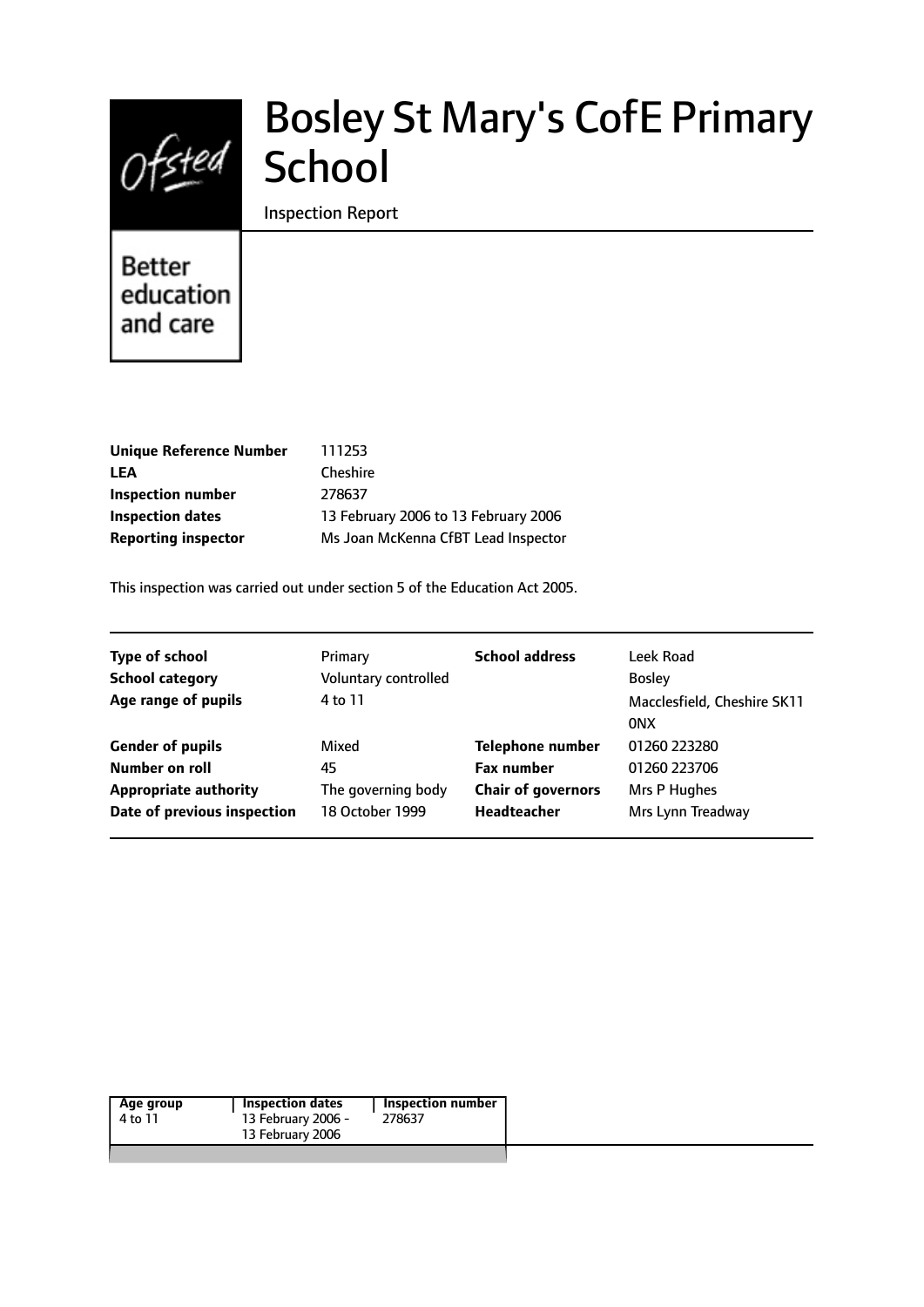# Bosley St Mary's CofE Primary School

Inspection Report

Better education and care

| | |
|---|---|
| **Unique Reference Number** | 111253 |
| **LEA** | Cheshire |
| **Inspection number** | 278637 |
| **Inspection dates** | 13 February 2006 to 13 February 2006 |
| **Reporting inspector** | Ms Joan McKenna CfBT Lead Inspector |

This inspection was carried out under section 5 of the Education Act 2005.

| | | | |
|---|---|---|---|
| **Type of school** | Primary | **School address** | Leek Road |
| **School category** | Voluntary controlled | | Bosley |
| **Age range of pupils** | 4 to 11 | | Macclesfield, Cheshire SK11 0NX |
| **Gender of pupils** | Mixed | **Telephone number** | 01260 223280 |
| **Number on roll** | 45 | **Fax number** | 01260 223706 |
| **Appropriate authority** | The governing body | **Chair of governors** | Mrs P Hughes |
| **Date of previous inspection** | 18 October 1999 | **Headteacher** | Mrs Lynn Treadway |

| Age group | Inspection dates | Inspection number |
|---|---|---|
| 4 to 11 | 13 February 2006 - 13 February 2006 | 278637 |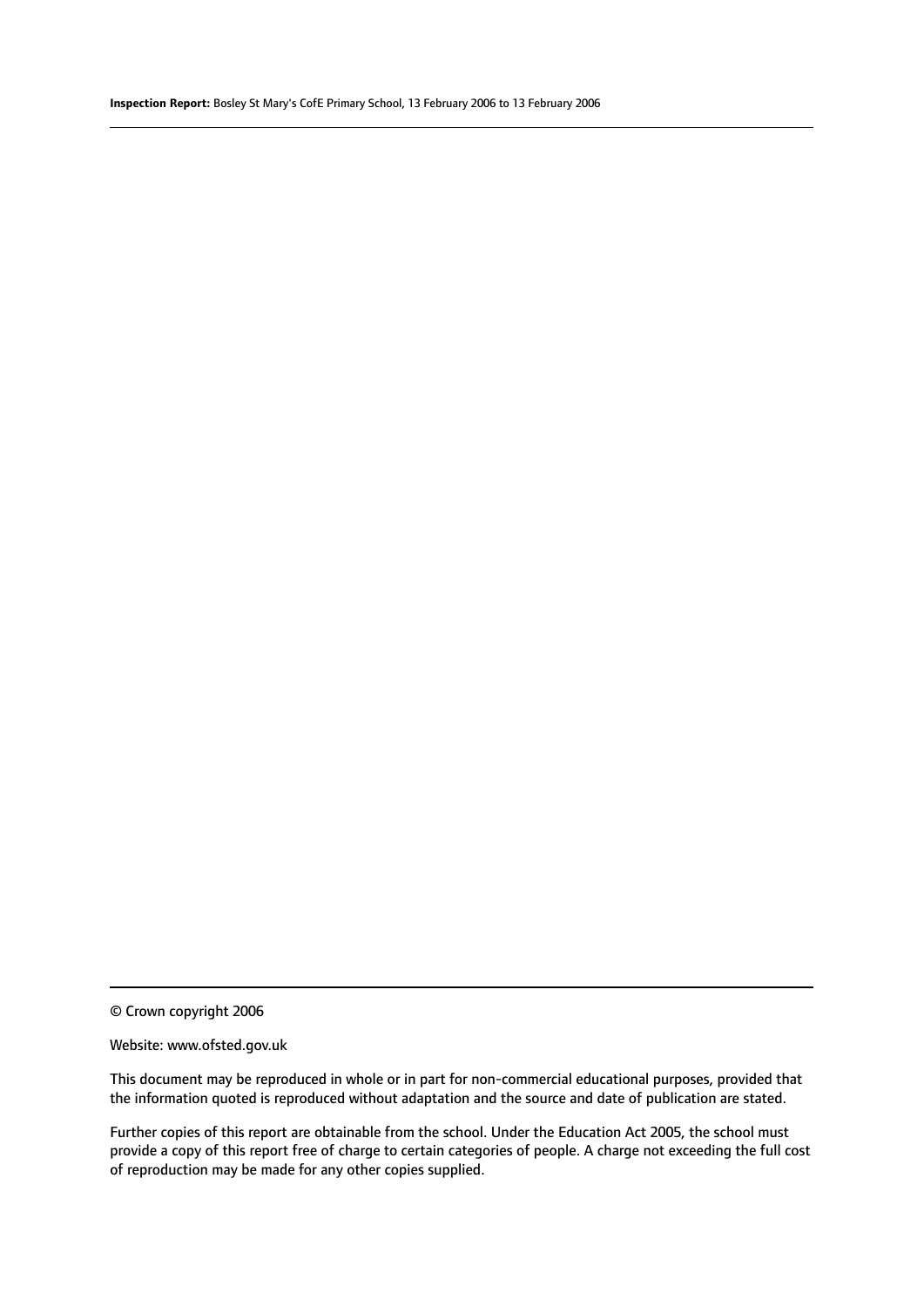© Crown copyright 2006

Website: www.ofsted.gov.uk

This document may be reproduced in whole or in part for non-commercial educational purposes, provided that the information quoted is reproduced without adaptation and the source and date of publication are stated.

Further copies of this report are obtainable from the school. Under the Education Act 2005, the school must provide a copy of this report free of charge to certain categories of people. A charge not exceeding the full cost of reproduction may be made for any other copies supplied.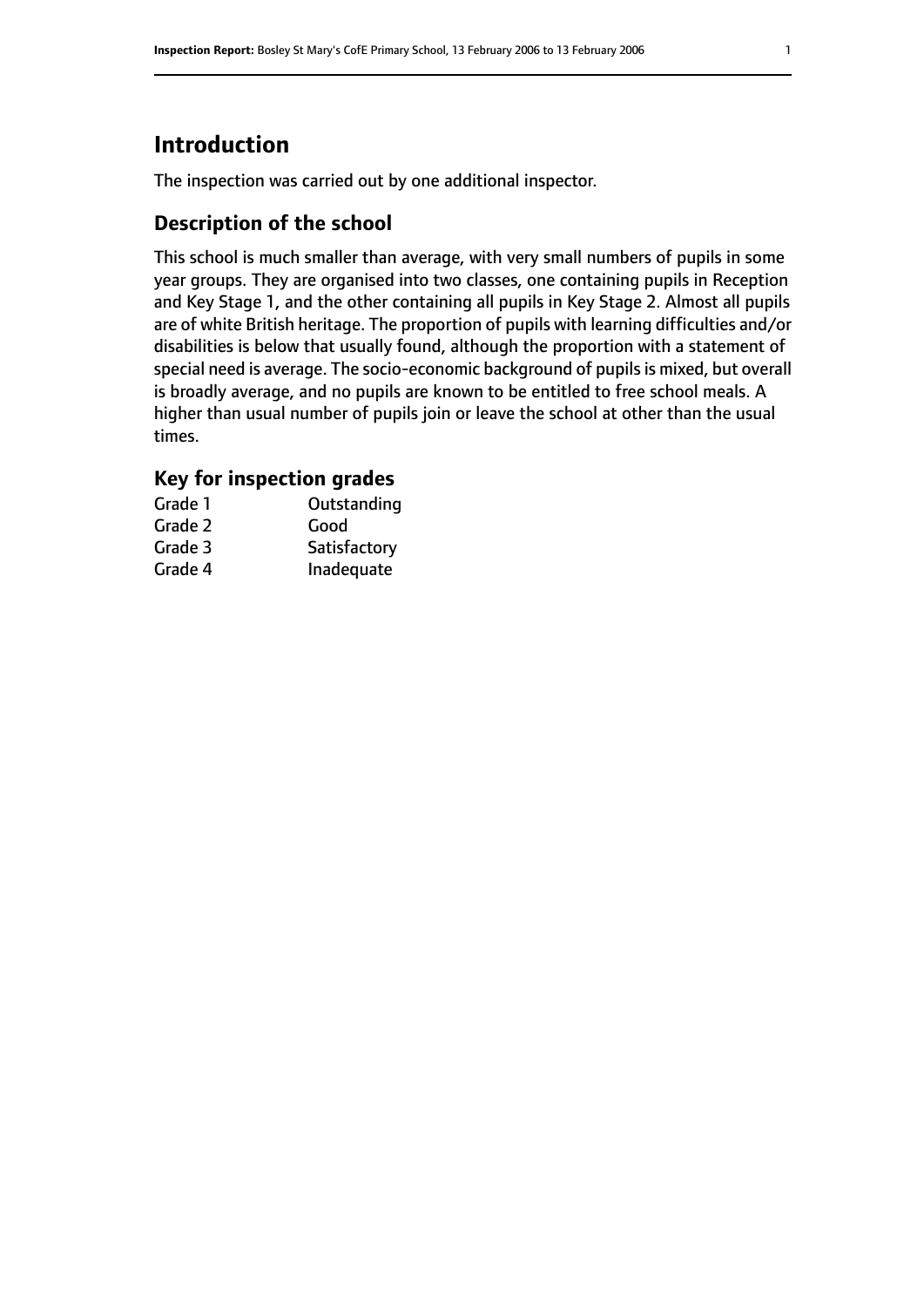# Introduction

The inspection was carried out by one additional inspector.

## Description of the school

This school is much smaller than average, with very small numbers of pupils in some year groups. They are organised into two classes, one containing pupils in Reception and Key Stage 1, and the other containing all pupils in Key Stage 2. Almost all pupils are of white British heritage. The proportion of pupils with learning difficulties and/or disabilities is below that usually found, although the proportion with a statement of special need is average. The socio-economic background of pupils is mixed, but overall is broadly average, and no pupils are known to be entitled to free school meals. A higher than usual number of pupils join or leave the school at other than the usual times.

### Key for inspection grades

| | |
|---|---|
| Grade 1 | Outstanding |
| Grade 2 | Good |
| Grade 3 | Satisfactory |
| Grade 4 | Inadequate |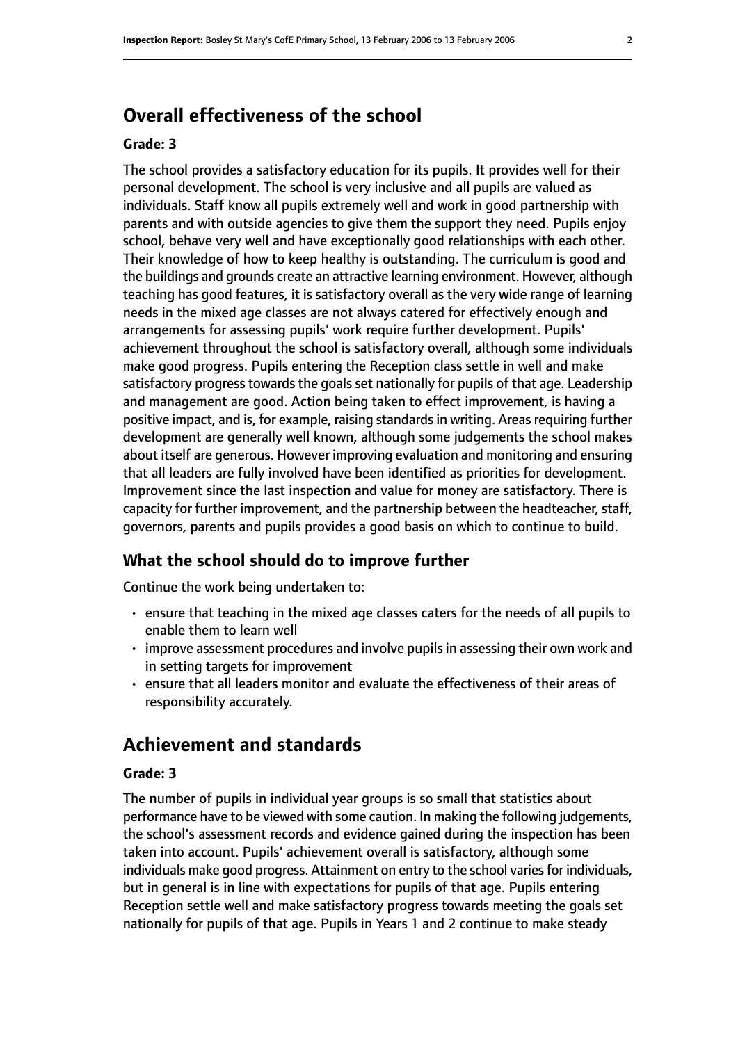## Overall effectiveness of the school

**Grade: 3**

The school provides a satisfactory education for its pupils. It provides well for their personal development. The school is very inclusive and all pupils are valued as individuals. Staff know all pupils extremely well and work in good partnership with parents and with outside agencies to give them the support they need. Pupils enjoy school, behave very well and have exceptionally good relationships with each other. Their knowledge of how to keep healthy is outstanding. The curriculum is good and the buildings and grounds create an attractive learning environment. However, although teaching has good features, it is satisfactory overall as the very wide range of learning needs in the mixed age classes are not always catered for effectively enough and arrangements for assessing pupils' work require further development. Pupils' achievement throughout the school is satisfactory overall, although some individuals make good progress. Pupils entering the Reception class settle in well and make satisfactory progress towards the goals set nationally for pupils of that age. Leadership and management are good. Action being taken to effect improvement, is having a positive impact, and is, for example, raising standards in writing. Areas requiring further development are generally well known, although some judgements the school makes about itself are generous. However improving evaluation and monitoring and ensuring that all leaders are fully involved have been identified as priorities for development. Improvement since the last inspection and value for money are satisfactory. There is capacity for further improvement, and the partnership between the headteacher, staff, governors, parents and pupils provides a good basis on which to continue to build.

### What the school should do to improve further

Continue the work being undertaken to:

- ensure that teaching in the mixed age classes caters for the needs of all pupils to enable them to learn well
- improve assessment procedures and involve pupils in assessing their own work and in setting targets for improvement
- ensure that all leaders monitor and evaluate the effectiveness of their areas of responsibility accurately.

## Achievement and standards

**Grade: 3**

The number of pupils in individual year groups is so small that statistics about performance have to be viewed with some caution. In making the following judgements, the school's assessment records and evidence gained during the inspection has been taken into account. Pupils' achievement overall is satisfactory, although some individuals make good progress. Attainment on entry to the school varies for individuals, but in general is in line with expectations for pupils of that age. Pupils entering Reception settle well and make satisfactory progress towards meeting the goals set nationally for pupils of that age. Pupils in Years 1 and 2 continue to make steady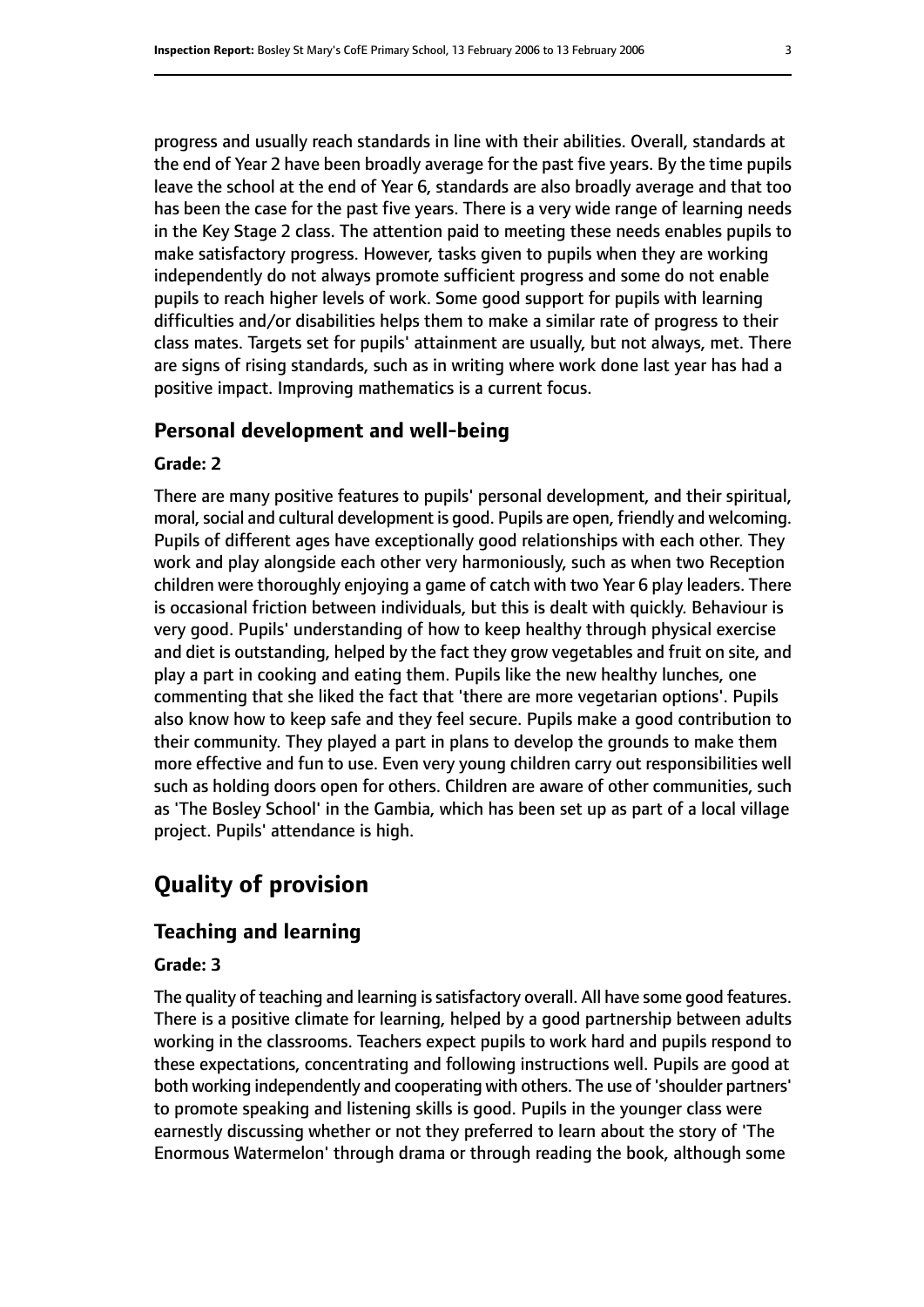progress and usually reach standards in line with their abilities. Overall, standards at the end of Year 2 have been broadly average for the past five years. By the time pupils leave the school at the end of Year 6, standards are also broadly average and that too has been the case for the past five years. There is a very wide range of learning needs in the Key Stage 2 class. The attention paid to meeting these needs enables pupils to make satisfactory progress. However, tasks given to pupils when they are working independently do not always promote sufficient progress and some do not enable pupils to reach higher levels of work. Some good support for pupils with learning difficulties and/or disabilities helps them to make a similar rate of progress to their class mates. Targets set for pupils' attainment are usually, but not always, met. There are signs of rising standards, such as in writing where work done last year has had a positive impact. Improving mathematics is a current focus.

### Personal development and well-being

#### Grade: 2

There are many positive features to pupils' personal development, and their spiritual, moral, social and cultural development is good. Pupils are open, friendly and welcoming. Pupils of different ages have exceptionally good relationships with each other. They work and play alongside each other very harmoniously, such as when two Reception children were thoroughly enjoying a game of catch with two Year 6 play leaders. There is occasional friction between individuals, but this is dealt with quickly. Behaviour is very good. Pupils' understanding of how to keep healthy through physical exercise and diet is outstanding, helped by the fact they grow vegetables and fruit on site, and play a part in cooking and eating them. Pupils like the new healthy lunches, one commenting that she liked the fact that 'there are more vegetarian options'. Pupils also know how to keep safe and they feel secure. Pupils make a good contribution to their community. They played a part in plans to develop the grounds to make them more effective and fun to use. Even very young children carry out responsibilities well such as holding doors open for others. Children are aware of other communities, such as 'The Bosley School' in the Gambia, which has been set up as part of a local village project. Pupils' attendance is high.

## Quality of provision

### Teaching and learning

#### Grade: 3

The quality of teaching and learning is satisfactory overall. All have some good features. There is a positive climate for learning, helped by a good partnership between adults working in the classrooms. Teachers expect pupils to work hard and pupils respond to these expectations, concentrating and following instructions well. Pupils are good at both working independently and cooperating with others. The use of 'shoulder partners' to promote speaking and listening skills is good. Pupils in the younger class were earnestly discussing whether or not they preferred to learn about the story of 'The Enormous Watermelon' through drama or through reading the book, although some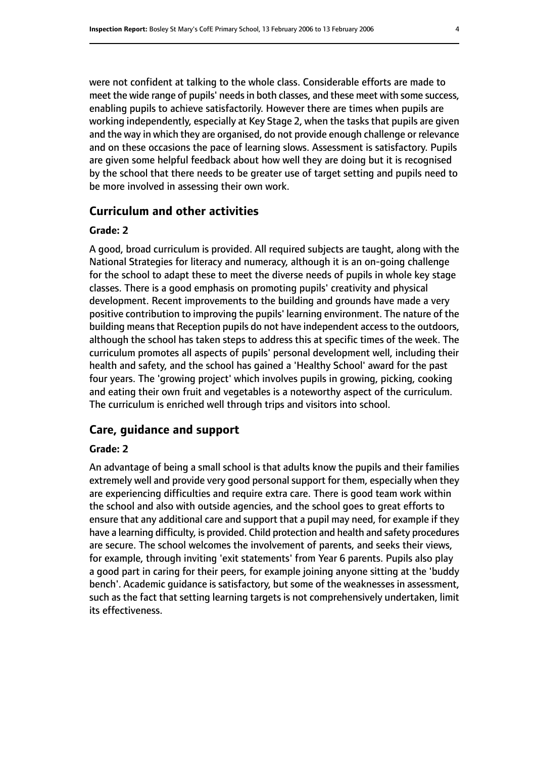were not confident at talking to the whole class. Considerable efforts are made to meet the wide range of pupils' needs in both classes, and these meet with some success, enabling pupils to achieve satisfactorily. However there are times when pupils are working independently, especially at Key Stage 2, when the tasks that pupils are given and the way in which they are organised, do not provide enough challenge or relevance and on these occasions the pace of learning slows. Assessment is satisfactory. Pupils are given some helpful feedback about how well they are doing but it is recognised by the school that there needs to be greater use of target setting and pupils need to be more involved in assessing their own work.

## Curriculum and other activities

**Grade: 2**

A good, broad curriculum is provided. All required subjects are taught, along with the National Strategies for literacy and numeracy, although it is an on-going challenge for the school to adapt these to meet the diverse needs of pupils in whole key stage classes. There is a good emphasis on promoting pupils' creativity and physical development. Recent improvements to the building and grounds have made a very positive contribution to improving the pupils' learning environment. The nature of the building means that Reception pupils do not have independent access to the outdoors, although the school has taken steps to address this at specific times of the week. The curriculum promotes all aspects of pupils' personal development well, including their health and safety, and the school has gained a 'Healthy School' award for the past four years. The 'growing project' which involves pupils in growing, picking, cooking and eating their own fruit and vegetables is a noteworthy aspect of the curriculum. The curriculum is enriched well through trips and visitors into school.

## Care, guidance and support

**Grade: 2**

An advantage of being a small school is that adults know the pupils and their families extremely well and provide very good personal support for them, especially when they are experiencing difficulties and require extra care. There is good team work within the school and also with outside agencies, and the school goes to great efforts to ensure that any additional care and support that a pupil may need, for example if they have a learning difficulty, is provided. Child protection and health and safety procedures are secure. The school welcomes the involvement of parents, and seeks their views, for example, through inviting 'exit statements' from Year 6 parents. Pupils also play a good part in caring for their peers, for example joining anyone sitting at the 'buddy bench'. Academic guidance is satisfactory, but some of the weaknesses in assessment, such as the fact that setting learning targets is not comprehensively undertaken, limit its effectiveness.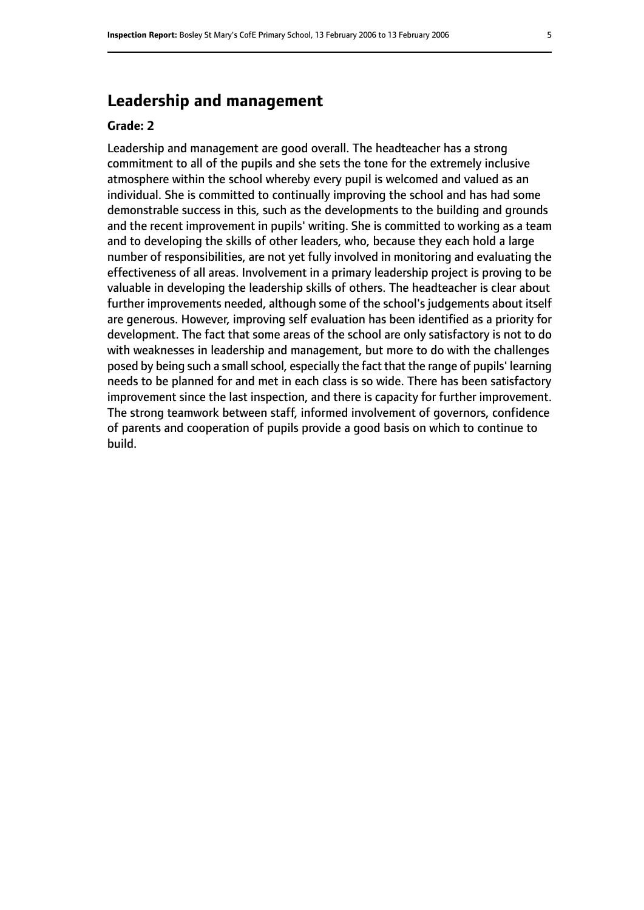## Leadership and management

**Grade: 2**

Leadership and management are good overall. The headteacher has a strong commitment to all of the pupils and she sets the tone for the extremely inclusive atmosphere within the school whereby every pupil is welcomed and valued as an individual. She is committed to continually improving the school and has had some demonstrable success in this, such as the developments to the building and grounds and the recent improvement in pupils' writing. She is committed to working as a team and to developing the skills of other leaders, who, because they each hold a large number of responsibilities, are not yet fully involved in monitoring and evaluating the effectiveness of all areas. Involvement in a primary leadership project is proving to be valuable in developing the leadership skills of others. The headteacher is clear about further improvements needed, although some of the school's judgements about itself are generous. However, improving self evaluation has been identified as a priority for development. The fact that some areas of the school are only satisfactory is not to do with weaknesses in leadership and management, but more to do with the challenges posed by being such a small school, especially the fact that the range of pupils' learning needs to be planned for and met in each class is so wide. There has been satisfactory improvement since the last inspection, and there is capacity for further improvement. The strong teamwork between staff, informed involvement of governors, confidence of parents and cooperation of pupils provide a good basis on which to continue to build.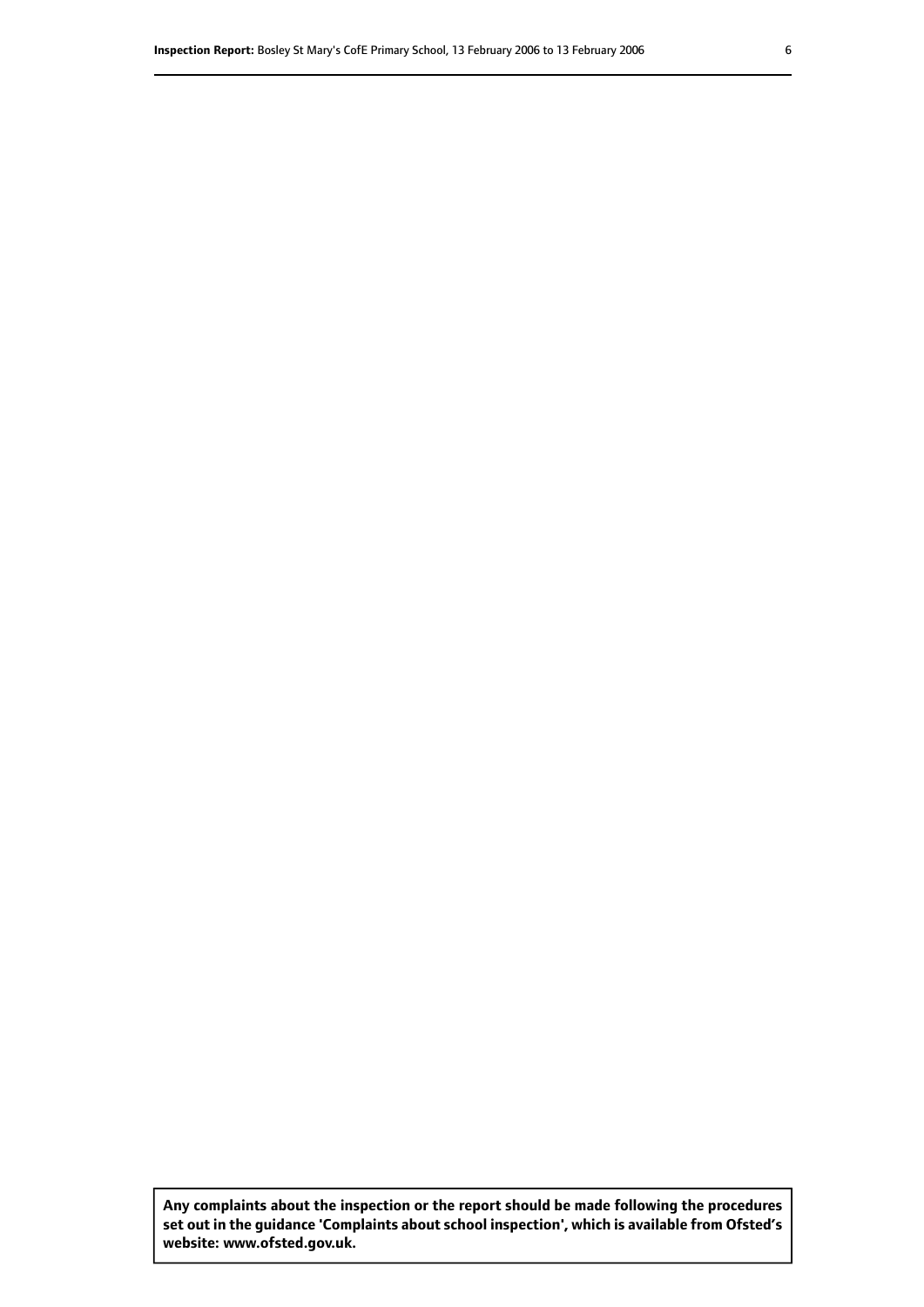**Any complaints about the inspection or the report should be made following the procedures set out in the guidance 'Complaints about school inspection', which is available from Ofsted's website: www.ofsted.gov.uk.**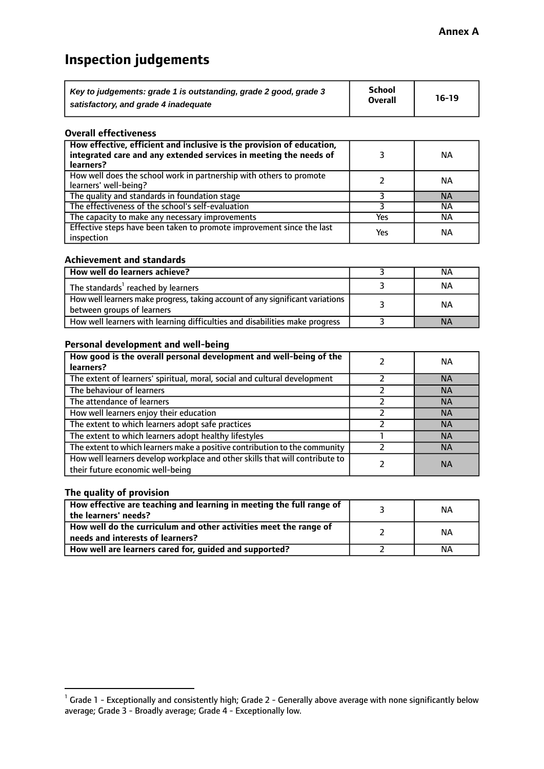**Annex A**

# Inspection judgements

| *Key to judgements: grade 1 is outstanding, grade 2 good, grade 3 satisfactory, and grade 4 inadequate* | School Overall | 16-19 |
|---|---|---|

### Overall effectiveness

| | | |
|---|---|---|
| **How effective, efficient and inclusive is the provision of education, integrated care and any extended services in meeting the needs of learners?** | 3 | NA |
| How well does the school work in partnership with others to promote learners' well-being? | 2 | NA |
| The quality and standards in foundation stage | 3 | NA |
| The effectiveness of the school's self-evaluation | 3 | NA |
| The capacity to make any necessary improvements | Yes | NA |
| Effective steps have been taken to promote improvement since the last inspection | Yes | NA |

### Achievement and standards

| | | |
|---|---|---|
| **How well do learners achieve?** | 3 | NA |
| The standards[1] reached by learners | 3 | NA |
| How well learners make progress, taking account of any significant variations between groups of learners | 3 | NA |
| How well learners with learning difficulties and disabilities make progress | 3 | NA |

### Personal development and well-being

| | | |
|---|---|---|
| **How good is the overall personal development and well-being of the learners?** | 2 | NA |
| The extent of learners' spiritual, moral, social and cultural development | 2 | NA |
| The behaviour of learners | 2 | NA |
| The attendance of learners | 2 | NA |
| How well learners enjoy their education | 2 | NA |
| The extent to which learners adopt safe practices | 2 | NA |
| The extent to which learners adopt healthy lifestyles | 1 | NA |
| The extent to which learners make a positive contribution to the community | 2 | NA |
| How well learners develop workplace and other skills that will contribute to their future economic well-being | 2 | NA |

### The quality of provision

| | | |
|---|---|---|
| **How effective are teaching and learning in meeting the full range of the learners' needs?** | 3 | NA |
| **How well do the curriculum and other activities meet the range of needs and interests of learners?** | 2 | NA |
| **How well are learners cared for, guided and supported?** | 2 | NA |

[1] Grade 1 - Exceptionally and consistently high; Grade 2 - Generally above average with none significantly below average; Grade 3 - Broadly average; Grade 4 - Exceptionally low.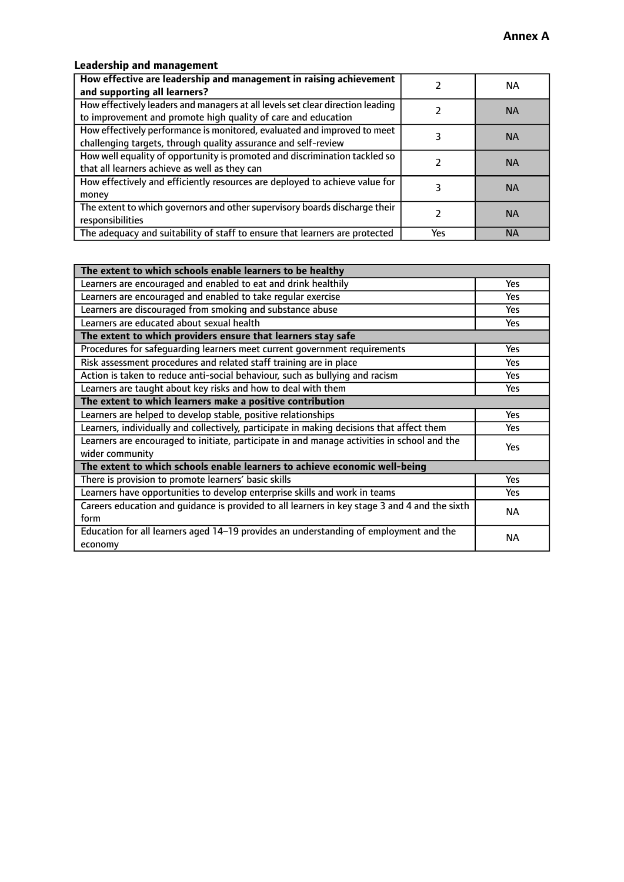**Annex A**

### Leadership and management

| How effective are leadership and management in raising achievement and supporting all learners? | 2 | NA |
|---|---|---|
| How effectively leaders and managers at all levels set clear direction leading to improvement and promote high quality of care and education | 2 | NA |
| How effectively performance is monitored, evaluated and improved to meet challenging targets, through quality assurance and self-review | 3 | NA |
| How well equality of opportunity is promoted and discrimination tackled so that all learners achieve as well as they can | 2 | NA |
| How effectively and efficiently resources are deployed to achieve value for money | 3 | NA |
| The extent to which governors and other supervisory boards discharge their responsibilities | 2 | NA |
| The adequacy and suitability of staff to ensure that learners are protected | Yes | NA |

| **The extent to which schools enable learners to be healthy** | |
|---|---|
| Learners are encouraged and enabled to eat and drink healthily | Yes |
| Learners are encouraged and enabled to take regular exercise | Yes |
| Learners are discouraged from smoking and substance abuse | Yes |
| Learners are educated about sexual health | Yes |
| **The extent to which providers ensure that learners stay safe** | |
| Procedures for safeguarding learners meet current government requirements | Yes |
| Risk assessment procedures and related staff training are in place | Yes |
| Action is taken to reduce anti-social behaviour, such as bullying and racism | Yes |
| Learners are taught about key risks and how to deal with them | Yes |
| **The extent to which learners make a positive contribution** | |
| Learners are helped to develop stable, positive relationships | Yes |
| Learners, individually and collectively, participate in making decisions that affect them | Yes |
| Learners are encouraged to initiate, participate in and manage activities in school and the wider community | Yes |
| **The extent to which schools enable learners to achieve economic well-being** | |
| There is provision to promote learners' basic skills | Yes |
| Learners have opportunities to develop enterprise skills and work in teams | Yes |
| Careers education and guidance is provided to all learners in key stage 3 and 4 and the sixth form | NA |
| Education for all learners aged 14–19 provides an understanding of employment and the economy | NA |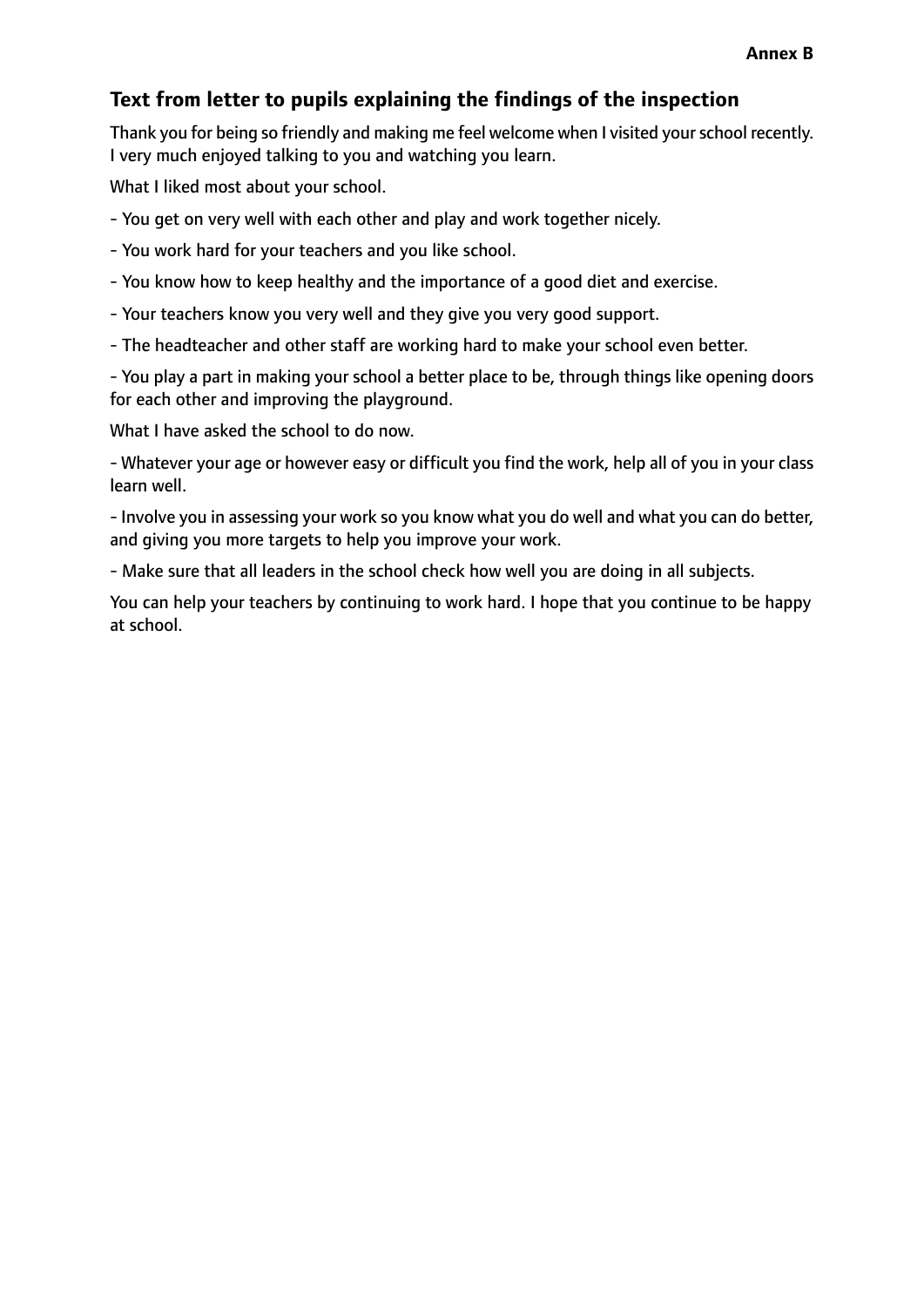Annex B

## Text from letter to pupils explaining the findings of the inspection

Thank you for being so friendly and making me feel welcome when I visited your school recently. I very much enjoyed talking to you and watching you learn.

What I liked most about your school.

- You get on very well with each other and play and work together nicely.
- You work hard for your teachers and you like school.
- You know how to keep healthy and the importance of a good diet and exercise.
- Your teachers know you very well and they give you very good support.
- The headteacher and other staff are working hard to make your school even better.
- You play a part in making your school a better place to be, through things like opening doors for each other and improving the playground.

What I have asked the school to do now.

- Whatever your age or however easy or difficult you find the work, help all of you in your class learn well.
- Involve you in assessing your work so you know what you do well and what you can do better, and giving you more targets to help you improve your work.
- Make sure that all leaders in the school check how well you are doing in all subjects.

You can help your teachers by continuing to work hard. I hope that you continue to be happy at school.